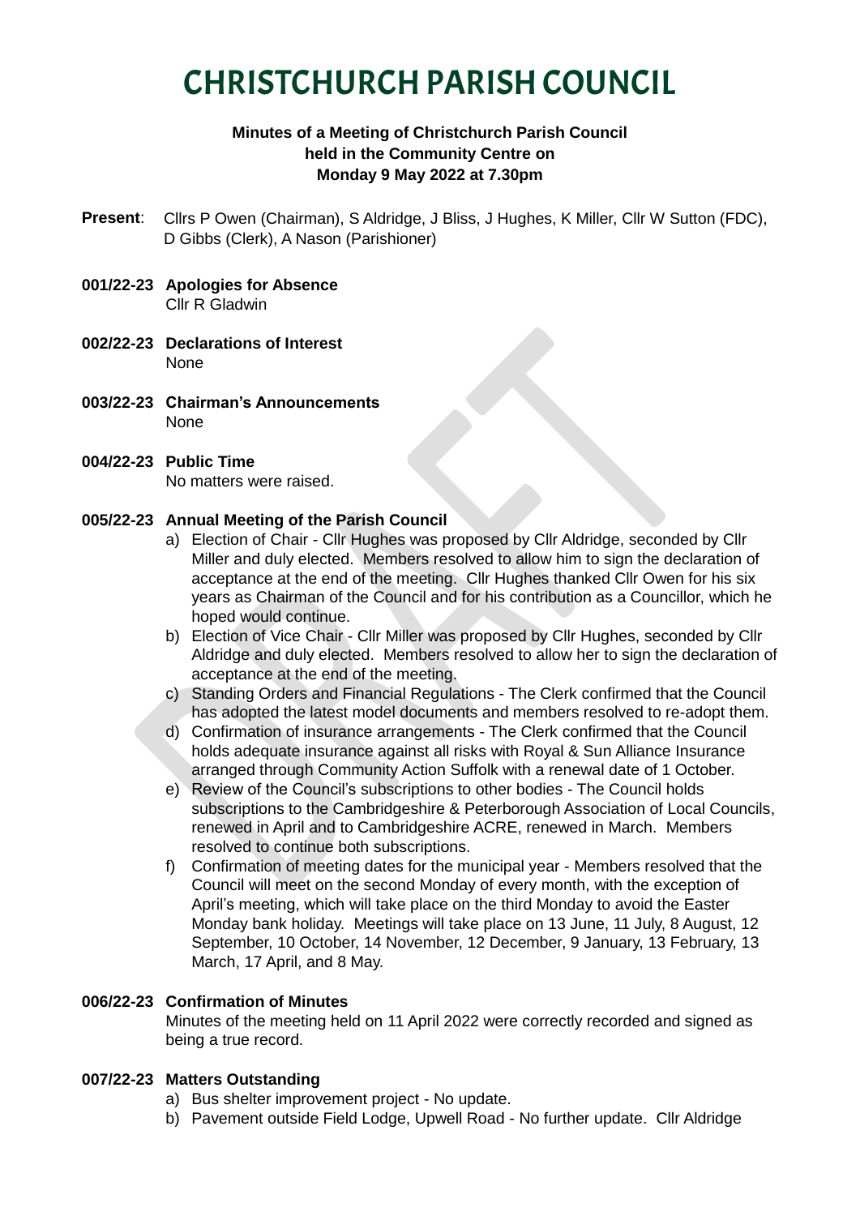# CHRISTCHURCH PARISH COUNCIL

**Minutes of a Meeting of Christchurch Parish Council held in the Community Centre on Monday 9 May 2022 at 7.30pm**

**Present**: Cllrs P Owen (Chairman), S Aldridge, J Bliss, J Hughes, K Miller, Cllr W Sutton (FDC), D Gibbs (Clerk), A Nason (Parishioner)

**001/22-23 Apologies for Absence**
Cllr R Gladwin

**002/22-23 Declarations of Interest**
None

**003/22-23 Chairman's Announcements**
None

**004/22-23 Public Time**
No matters were raised.

**005/22-23 Annual Meeting of the Parish Council**

a) Election of Chair - Cllr Hughes was proposed by Cllr Aldridge, seconded by Cllr Miller and duly elected. Members resolved to allow him to sign the declaration of acceptance at the end of the meeting. Cllr Hughes thanked Cllr Owen for his six years as Chairman of the Council and for his contribution as a Councillor, which he hoped would continue.
b) Election of Vice Chair - Cllr Miller was proposed by Cllr Hughes, seconded by Cllr Aldridge and duly elected. Members resolved to allow her to sign the declaration of acceptance at the end of the meeting.
c) Standing Orders and Financial Regulations - The Clerk confirmed that the Council has adopted the latest model documents and members resolved to re-adopt them.
d) Confirmation of insurance arrangements - The Clerk confirmed that the Council holds adequate insurance against all risks with Royal & Sun Alliance Insurance arranged through Community Action Suffolk with a renewal date of 1 October.
e) Review of the Council's subscriptions to other bodies - The Council holds subscriptions to the Cambridgeshire & Peterborough Association of Local Councils, renewed in April and to Cambridgeshire ACRE, renewed in March. Members resolved to continue both subscriptions.
f) Confirmation of meeting dates for the municipal year - Members resolved that the Council will meet on the second Monday of every month, with the exception of April's meeting, which will take place on the third Monday to avoid the Easter Monday bank holiday. Meetings will take place on 13 June, 11 July, 8 August, 12 September, 10 October, 14 November, 12 December, 9 January, 13 February, 13 March, 17 April, and 8 May.

**006/22-23 Confirmation of Minutes**
Minutes of the meeting held on 11 April 2022 were correctly recorded and signed as being a true record.

**007/22-23 Matters Outstanding**

a) Bus shelter improvement project - No update.
b) Pavement outside Field Lodge, Upwell Road - No further update. Cllr Aldridge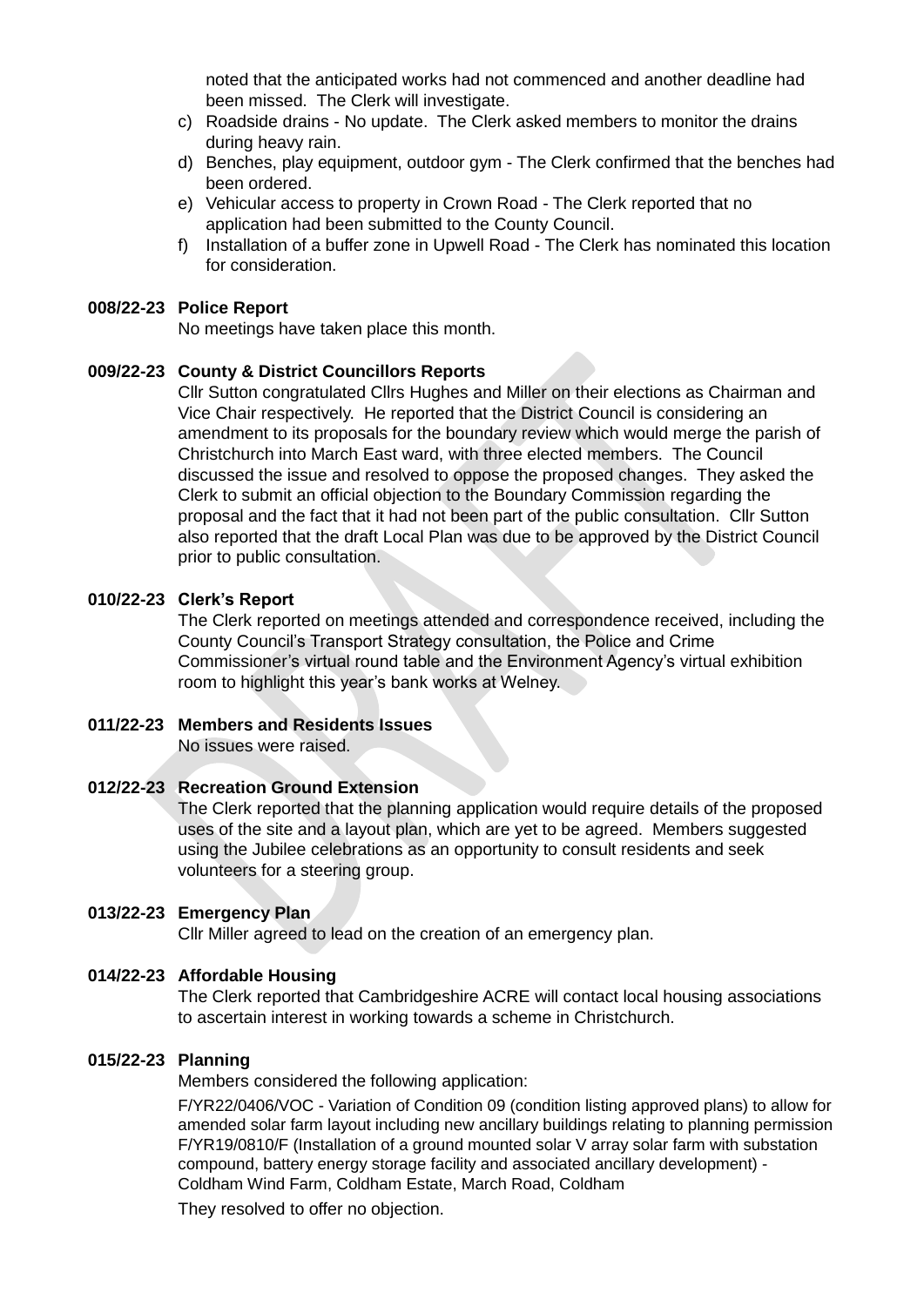noted that the anticipated works had not commenced and another deadline had been missed. The Clerk will investigate.

c) Roadside drains - No update. The Clerk asked members to monitor the drains during heavy rain.
d) Benches, play equipment, outdoor gym - The Clerk confirmed that the benches had been ordered.
e) Vehicular access to property in Crown Road - The Clerk reported that no application had been submitted to the County Council.
f) Installation of a buffer zone in Upwell Road - The Clerk has nominated this location for consideration.

**008/22-23 Police Report**

No meetings have taken place this month.

**009/22-23 County & District Councillors Reports**

Cllr Sutton congratulated Cllrs Hughes and Miller on their elections as Chairman and Vice Chair respectively. He reported that the District Council is considering an amendment to its proposals for the boundary review which would merge the parish of Christchurch into March East ward, with three elected members. The Council discussed the issue and resolved to oppose the proposed changes. They asked the Clerk to submit an official objection to the Boundary Commission regarding the proposal and the fact that it had not been part of the public consultation. Cllr Sutton also reported that the draft Local Plan was due to be approved by the District Council prior to public consultation.

**010/22-23 Clerk's Report**

The Clerk reported on meetings attended and correspondence received, including the County Council's Transport Strategy consultation, the Police and Crime Commissioner's virtual round table and the Environment Agency's virtual exhibition room to highlight this year's bank works at Welney.

**011/22-23 Members and Residents Issues**

No issues were raised.

**012/22-23 Recreation Ground Extension**

The Clerk reported that the planning application would require details of the proposed uses of the site and a layout plan, which are yet to be agreed. Members suggested using the Jubilee celebrations as an opportunity to consult residents and seek volunteers for a steering group.

**013/22-23 Emergency Plan**

Cllr Miller agreed to lead on the creation of an emergency plan.

**014/22-23 Affordable Housing**

The Clerk reported that Cambridgeshire ACRE will contact local housing associations to ascertain interest in working towards a scheme in Christchurch.

**015/22-23 Planning**

Members considered the following application:

F/YR22/0406/VOC - Variation of Condition 09 (condition listing approved plans) to allow for amended solar farm layout including new ancillary buildings relating to planning permission F/YR19/0810/F (Installation of a ground mounted solar V array solar farm with substation compound, battery energy storage facility and associated ancillary development) - Coldham Wind Farm, Coldham Estate, March Road, Coldham

They resolved to offer no objection.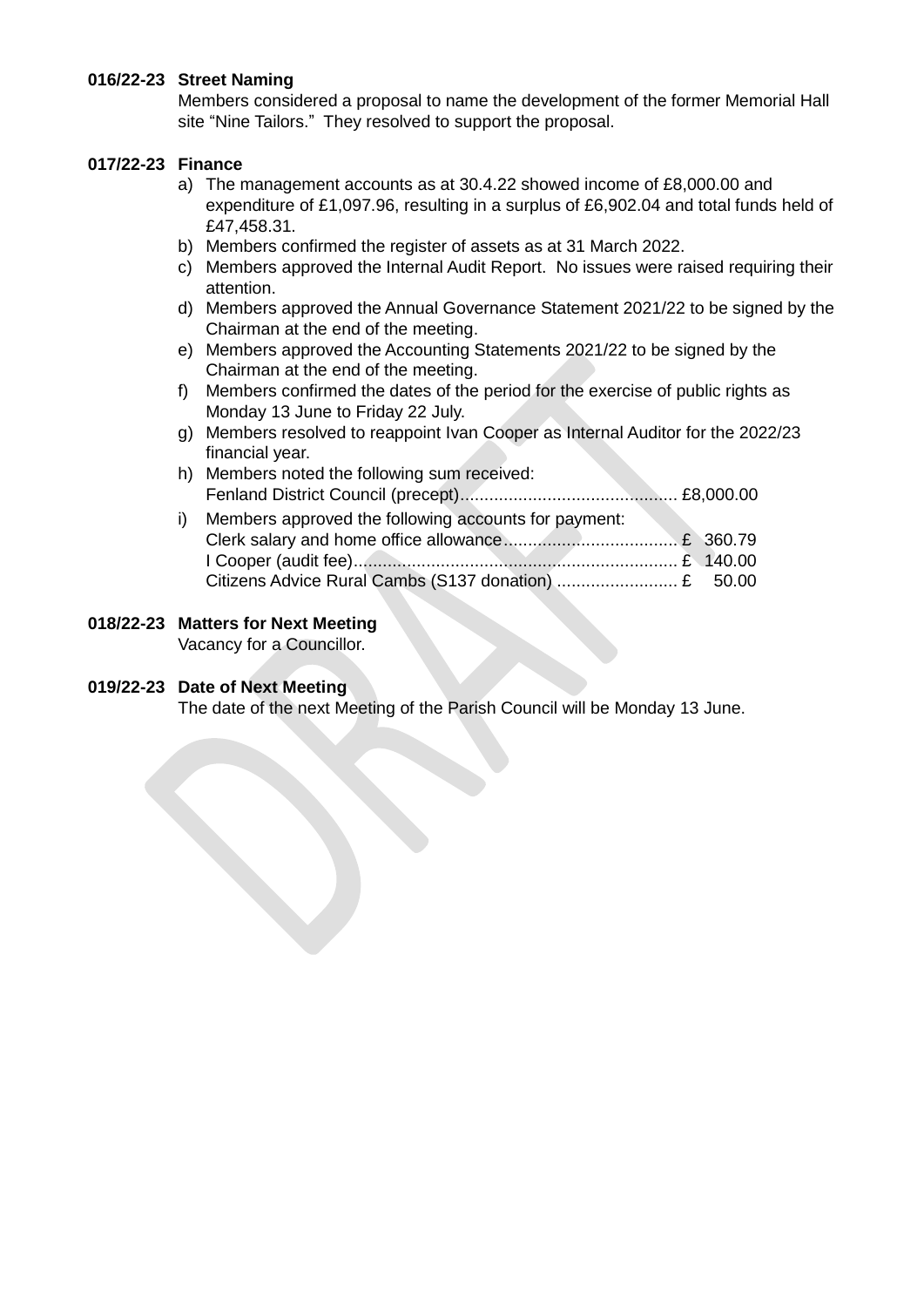**016/22-23 Street Naming**

Members considered a proposal to name the development of the former Memorial Hall site "Nine Tailors." They resolved to support the proposal.

**017/22-23 Finance**

a) The management accounts as at 30.4.22 showed income of £8,000.00 and expenditure of £1,097.96, resulting in a surplus of £6,902.04 and total funds held of £47,458.31.
b) Members confirmed the register of assets as at 31 March 2022.
c) Members approved the Internal Audit Report. No issues were raised requiring their attention.
d) Members approved the Annual Governance Statement 2021/22 to be signed by the Chairman at the end of the meeting.
e) Members approved the Accounting Statements 2021/22 to be signed by the Chairman at the end of the meeting.
f) Members confirmed the dates of the period for the exercise of public rights as Monday 13 June to Friday 22 July.
g) Members resolved to reappoint Ivan Cooper as Internal Auditor for the 2022/23 financial year.
h) Members noted the following sum received:
   Fenland District Council (precept)............................................ £8,000.00
i) Members approved the following accounts for payment:
   Clerk salary and home office allowance.................................... £ 360.79
   I Cooper (audit fee).................................................................. £ 140.00
   Citizens Advice Rural Cambs (S137 donation) ......................... £ 50.00

**018/22-23 Matters for Next Meeting**

Vacancy for a Councillor.

**019/22-23 Date of Next Meeting**

The date of the next Meeting of the Parish Council will be Monday 13 June.